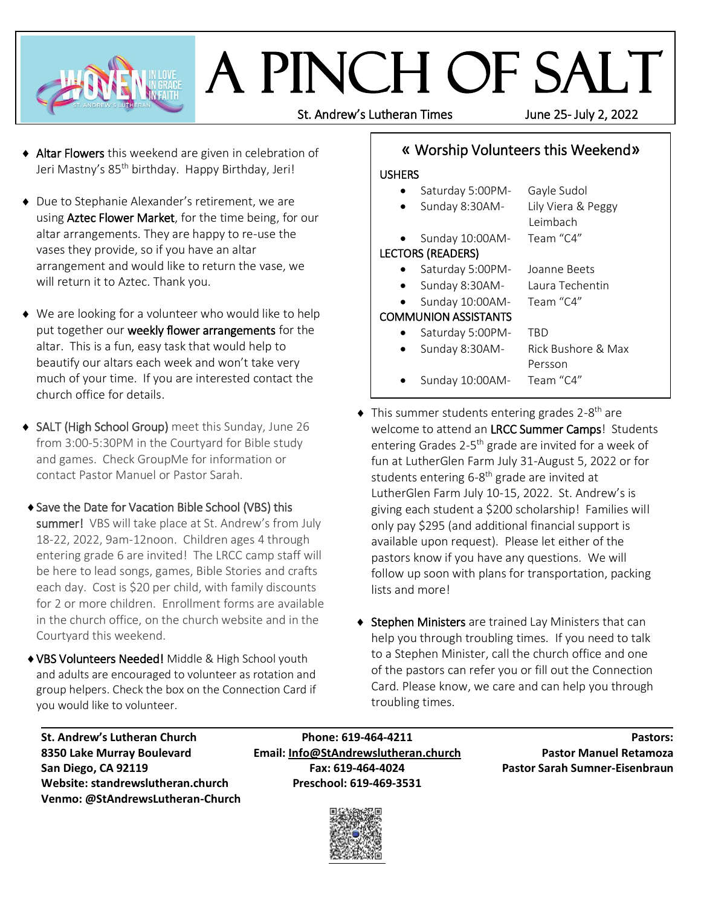# A PINCH OF SALT

St. Andrew's Lutheran Times — June 25- July 2, 2022

- **Altar Flowers** this weekend are given in celebration of Jeri Mastny's 85th birthday. Happy Birthday, Jeri!

- Due to Stephanie Alexander's retirement, we are using **Aztec Flower Market**, for the time being, for our altar arrangements. They are happy to re-use the vases they provide, so if you have an altar arrangement and would like to return the vase, we will return it to Aztec. Thank you.

- We are looking for a volunteer who would like to help put together our **weekly flower arrangements** for the altar. This is a fun, easy task that would help to beautify our altars each week and won't take very much of your time. If you are interested contact the church office for details.

- **SALT (High School Group)** meet this Sunday, June 26 from 3:00-5:30PM in the Courtyard for Bible study and games. Check GroupMe for information or contact Pastor Manuel or Pastor Sarah.

- **Save the Date for Vacation Bible School (VBS) this summer!** VBS will take place at St. Andrew's from July 18-22, 2022, 9am-12noon. Children ages 4 through entering grade 6 are invited! The LRCC camp staff will be here to lead songs, games, Bible Stories and crafts each day. Cost is $20 per child, with family discounts for 2 or more children. Enrollment forms are available in the church office, on the church website and in the Courtyard this weekend.

- **VBS Volunteers Needed!** Middle & High School youth and adults are encouraged to volunteer as rotation and group helpers. Check the box on the Connection Card if you would like to volunteer.

## « Worship Volunteers this Weekend»

**USHERS**

- Saturday 5:00PM- Gayle Sudol
- Sunday 8:30AM- Lily Viera & Peggy Leimbach
- Sunday 10:00AM- Team "C4"

**LECTORS (READERS)**

- Saturday 5:00PM- Joanne Beets
- Sunday 8:30AM- Laura Techentin
- Sunday 10:00AM- Team "C4"

**COMMUNION ASSISTANTS**

- Saturday 5:00PM- TBD
- Sunday 8:30AM- Rick Bushore & Max Persson
- Sunday 10:00AM- Team "C4"

- This summer students entering grades 2-8th are welcome to attend an **LRCC Summer Camps**! Students entering Grades 2-5th grade are invited for a week of fun at LutherGlen Farm July 31-August 5, 2022 or for students entering 6-8th grade are invited at LutherGlen Farm July 10-15, 2022. St. Andrew's is giving each student a $200 scholarship! Families will only pay $295 (and additional financial support is available upon request). Please let either of the pastors know if you have any questions. We will follow up soon with plans for transportation, packing lists and more!

- **Stephen Ministers** are trained Lay Ministers that can help you through troubling times. If you need to talk to a Stephen Minister, call the church office and one of the pastors can refer you or fill out the Connection Card. Please know, we care and can help you through troubling times.

---

**St. Andrew's Lutheran Church**
**8350 Lake Murray Boulevard**
**San Diego, CA 92119**
**Website: standrewslutheran.church**
**Venmo: @StAndrewsLutheran-Church**

**Phone: 619-464-4211**
**Email: Info@StAndrewslutheran.church**
**Fax: 619-464-4024**
**Preschool: 619-469-3531**

**Pastors:**
**Pastor Manuel Retamoza**
**Pastor Sarah Sumner-Eisenbraun**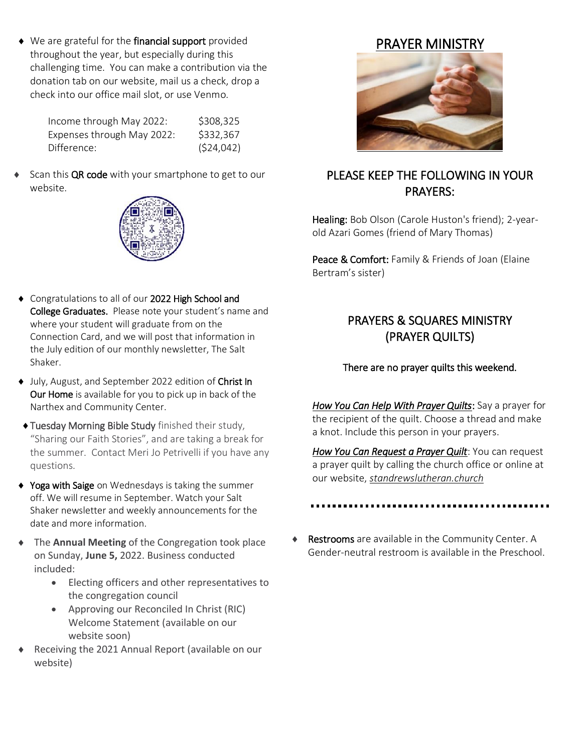- We are grateful for the **financial support** provided throughout the year, but especially during this challenging time. You can make a contribution via the donation tab on our website, mail us a check, drop a check into our office mail slot, or use Venmo.

| | |
|---|---|
| Income through May 2022: | $308,325 |
| Expenses through May 2022: | $332,367 |
| Difference: | ($24,042) |

- Scan this **QR code** with your smartphone to get to our website.

- Congratulations to all of our **2022 High School and College Graduates.** Please note your student's name and where your student will graduate from on the Connection Card, and we will post that information in the July edition of our monthly newsletter, The Salt Shaker.
- July, August, and September 2022 edition of **Christ In Our Home** is available for you to pick up in back of the Narthex and Community Center.
- **Tuesday Morning Bible Study** finished their study, "Sharing our Faith Stories", and are taking a break for the summer. Contact Meri Jo Petrivelli if you have any questions.
- **Yoga with Saige** on Wednesdays is taking the summer off. We will resume in September. Watch your Salt Shaker newsletter and weekly announcements for the date and more information.
- The **Annual Meeting** of the Congregation took place on Sunday, **June 5,** 2022. Business conducted included:
    - Electing officers and other representatives to the congregation council
    - Approving our Reconciled In Christ (RIC) Welcome Statement (available on our website soon)
- Receiving the 2021 Annual Report (available on our website)

## PRAYER MINISTRY

## PLEASE KEEP THE FOLLOWING IN YOUR PRAYERS:

**Healing:** Bob Olson (Carole Huston's friend); 2-year-old Azari Gomes (friend of Mary Thomas)

**Peace & Comfort:** Family & Friends of Joan (Elaine Bertram's sister)

## PRAYERS & SQUARES MINISTRY (PRAYER QUILTS)

There are no prayer quilts this weekend.

***How You Can Help With Prayer Quilts***: Say a prayer for the recipient of the quilt. Choose a thread and make a knot. Include this person in your prayers.

***How You Can Request a Prayer Quilt***: You can request a prayer quilt by calling the church office or online at our website, *standrewslutheran.church*

- **Restrooms** are available in the Community Center. A Gender-neutral restroom is available in the Preschool.